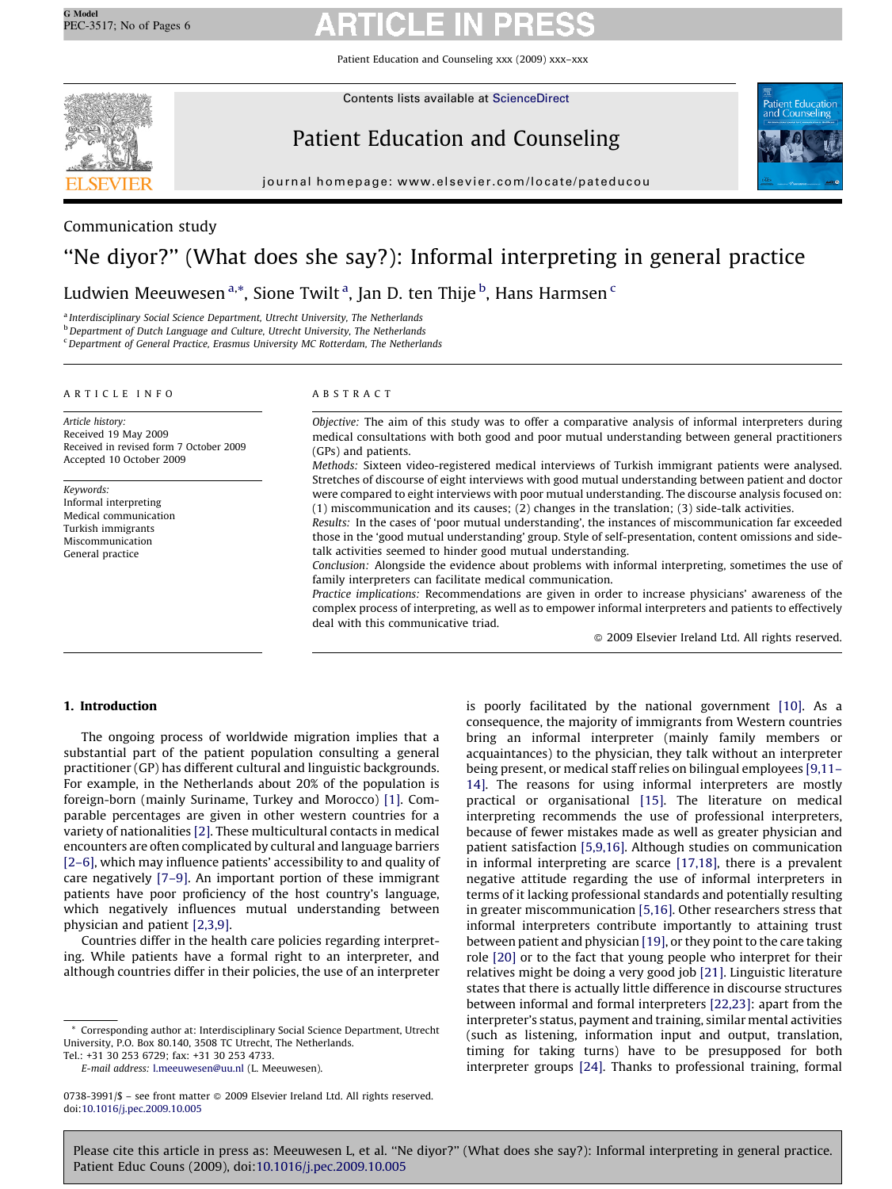Communication study

# "Ne diyor?" (What does she say?): Informal interpreting in general practice

Ludwien Meeuwesen [a,*], Sione Twilt [a], Jan D. ten Thije [b], Hans Harmsen [c]

[a] Interdisciplinary Social Science Department, Utrecht University, The Netherlands
[b] Department of Dutch Language and Culture, Utrecht University, The Netherlands
[c] Department of General Practice, Erasmus University MC Rotterdam, The Netherlands

ARTICLE INFO

*Article history:*
Received 19 May 2009
Received in revised form 7 October 2009
Accepted 10 October 2009

*Keywords:*
Informal interpreting
Medical communication
Turkish immigrants
Miscommunication
General practice

ABSTRACT

*Objective:* The aim of this study was to offer a comparative analysis of informal interpreters during medical consultations with both good and poor mutual understanding between general practitioners (GPs) and patients.

*Methods:* Sixteen video-registered medical interviews of Turkish immigrant patients were analysed. Stretches of discourse of eight interviews with good mutual understanding between patient and doctor were compared to eight interviews with poor mutual understanding. The discourse analysis focused on: (1) miscommunication and its causes; (2) changes in the translation; (3) side-talk activities.

*Results:* In the cases of 'poor mutual understanding', the instances of miscommunication far exceeded those in the 'good mutual understanding' group. Style of self-presentation, content omissions and side-talk activities seemed to hinder good mutual understanding.

*Conclusion:* Alongside the evidence about problems with informal interpreting, sometimes the use of family interpreters can facilitate medical communication.

*Practice implications:* Recommendations are given in order to increase physicians' awareness of the complex process of interpreting, as well as to empower informal interpreters and patients to effectively deal with this communicative triad.

© 2009 Elsevier Ireland Ltd. All rights reserved.

## 1. Introduction

The ongoing process of worldwide migration implies that a substantial part of the patient population consulting a general practitioner (GP) has different cultural and linguistic backgrounds. For example, in the Netherlands about 20% of the population is foreign-born (mainly Suriname, Turkey and Morocco) [1]. Comparable percentages are given in other western countries for a variety of nationalities [2]. These multicultural contacts in medical encounters are often complicated by cultural and language barriers [2–6], which may influence patients' accessibility to and quality of care negatively [7–9]. An important portion of these immigrant patients have poor proficiency of the host country's language, which negatively influences mutual understanding between physician and patient [2,3,9].

Countries differ in the health care policies regarding interpreting. While patients have a formal right to an interpreter, and although countries differ in their policies, the use of an interpreter is poorly facilitated by the national government [10]. As a consequence, the majority of immigrants from Western countries bring an informal interpreter (mainly family members or acquaintances) to the physician, they talk without an interpreter being present, or medical staff relies on bilingual employees [9,11–14]. The reasons for using informal interpreters are mostly practical or organisational [15]. The literature on medical interpreting recommends the use of professional interpreters, because of fewer mistakes made as well as greater physician and patient satisfaction [5,9,16]. Although studies on communication in informal interpreting are scarce [17,18], there is a prevalent negative attitude regarding the use of informal interpreters in terms of it lacking professional standards and potentially resulting in greater miscommunication [5,16]. Other researchers stress that informal interpreters contribute importantly to attaining trust between patient and physician [19], or they point to the care taking role [20] or to the fact that young people who interpret for their relatives might be doing a very good job [21]. Linguistic literature states that there is actually little difference in discourse structures between informal and formal interpreters [22,23]: apart from the interpreter's status, payment and training, similar mental activities (such as listening, information input and output, translation, timing for taking turns) have to be presupposed for both interpreter groups [24]. Thanks to professional training, formal

* Corresponding author at: Interdisciplinary Social Science Department, Utrecht University, P.O. Box 80.140, 3508 TC Utrecht, The Netherlands.
Tel.: +31 30 253 6729; fax: +31 30 253 4733.
E-mail address: l.meeuwesen@uu.nl (L. Meeuwesen).

0738-3991/$ – see front matter © 2009 Elsevier Ireland Ltd. All rights reserved.
doi:10.1016/j.pec.2009.10.005

Please cite this article in press as: Meeuwesen L, et al. "Ne diyor?" (What does she say?): Informal interpreting in general practice. Patient Educ Couns (2009), doi:10.1016/j.pec.2009.10.005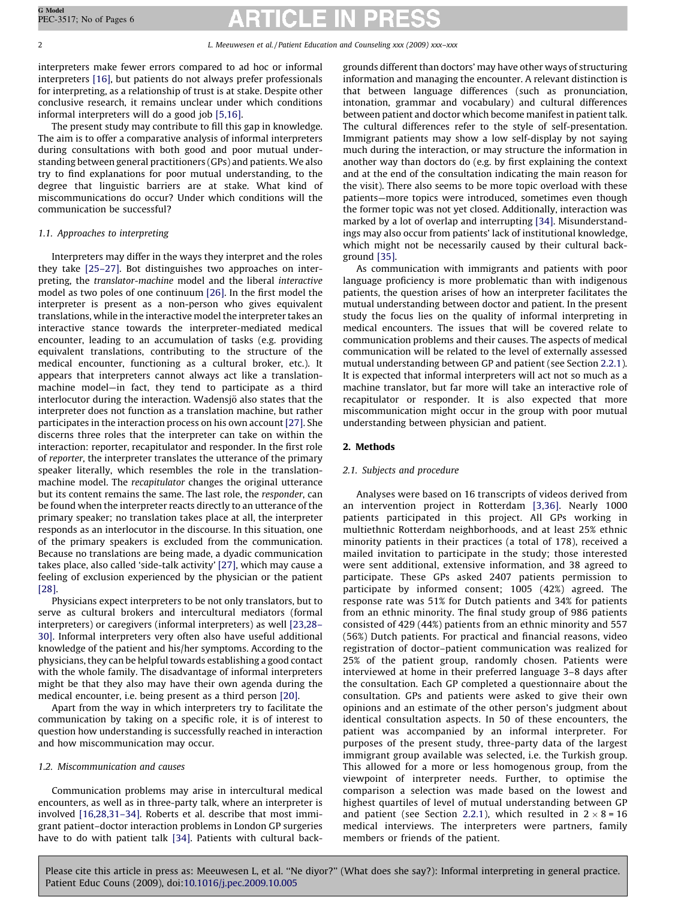interpreters make fewer errors compared to ad hoc or informal interpreters [16], but patients do not always prefer professionals for interpreting, as a relationship of trust is at stake. Despite other conclusive research, it remains unclear under which conditions informal interpreters will do a good job [5,16].

The present study may contribute to fill this gap in knowledge. The aim is to offer a comparative analysis of informal interpreters during consultations with both good and poor mutual understanding between general practitioners (GPs) and patients. We also try to find explanations for poor mutual understanding, to the degree that linguistic barriers are at stake. What kind of miscommunications do occur? Under which conditions will the communication be successful?

### 1.1. Approaches to interpreting

Interpreters may differ in the ways they interpret and the roles they take [25–27]. Bot distinguishes two approaches on interpreting, the *translator-machine* model and the liberal *interactive* model as two poles of one continuum [26]. In the first model the interpreter is present as a non-person who gives equivalent translations, while in the interactive model the interpreter takes an interactive stance towards the interpreter-mediated medical encounter, leading to an accumulation of tasks (e.g. providing equivalent translations, contributing to the structure of the medical encounter, functioning as a cultural broker, etc.). It appears that interpreters cannot always act like a translation-machine model—in fact, they tend to participate as a third interlocutor during the interaction. Wadensjö also states that the interpreter does not function as a translation machine, but rather participates in the interaction process on his own account [27]. She discerns three roles that the interpreter can take on within the interaction: reporter, recapitulator and responder. In the first role of *reporter*, the interpreter translates the utterance of the primary speaker literally, which resembles the role in the translation-machine model. The *recapitulator* changes the original utterance but its content remains the same. The last role, the *responder*, can be found when the interpreter reacts directly to an utterance of the primary speaker; no translation takes place at all, the interpreter responds as an interlocutor in the discourse. In this situation, one of the primary speakers is excluded from the communication. Because no translations are being made, a dyadic communication takes place, also called 'side-talk activity' [27], which may cause a feeling of exclusion experienced by the physician or the patient [28].

Physicians expect interpreters to be not only translators, but to serve as cultural brokers and intercultural mediators (formal interpreters) or caregivers (informal interpreters) as well [23,28–30]. Informal interpreters very often also have useful additional knowledge of the patient and his/her symptoms. According to the physicians, they can be helpful towards establishing a good contact with the whole family. The disadvantage of informal interpreters might be that they also may have their own agenda during the medical encounter, i.e. being present as a third person [20].

Apart from the way in which interpreters try to facilitate the communication by taking on a specific role, it is of interest to question how understanding is successfully reached in interaction and how miscommunication may occur.

### 1.2. Miscommunication and causes

Communication problems may arise in intercultural medical encounters, as well as in three-party talk, where an interpreter is involved [16,28,31–34]. Roberts et al. describe that most immigrant patient–doctor interaction problems in London GP surgeries have to do with patient talk [34]. Patients with cultural backgrounds different than doctors' may have other ways of structuring information and managing the encounter. A relevant distinction is that between language differences (such as pronunciation, intonation, grammar and vocabulary) and cultural differences between patient and doctor which become manifest in patient talk. The cultural differences refer to the style of self-presentation. Immigrant patients may show a low self-display by not saying much during the interaction, or may structure the information in another way than doctors do (e.g. by first explaining the context and at the end of the consultation indicating the main reason for the visit). There also seems to be more topic overload with these patients—more topics were introduced, sometimes even though the former topic was not yet closed. Additionally, interaction was marked by a lot of overlap and interrupting [34]. Misunderstandings may also occur from patients' lack of institutional knowledge, which might not be necessarily caused by their cultural background [35].

As communication with immigrants and patients with poor language proficiency is more problematic than with indigenous patients, the question arises of how an interpreter facilitates the mutual understanding between doctor and patient. In the present study the focus lies on the quality of informal interpreting in medical encounters. The issues that will be covered relate to communication problems and their causes. The aspects of medical communication will be related to the level of externally assessed mutual understanding between GP and patient (see Section 2.2.1). It is expected that informal interpreters will act not so much as a machine translator, but far more will take an interactive role of recapitulator or responder. It is also expected that more miscommunication might occur in the group with poor mutual understanding between physician and patient.

## 2. Methods

### 2.1. Subjects and procedure

Analyses were based on 16 transcripts of videos derived from an intervention project in Rotterdam [3,36]. Nearly 1000 patients participated in this project. All GPs working in multiethnic Rotterdam neighborhoods, and at least 25% ethnic minority patients in their practices (a total of 178), received a mailed invitation to participate in the study; those interested were sent additional, extensive information, and 38 agreed to participate. These GPs asked 2407 patients permission to participate by informed consent; 1005 (42%) agreed. The response rate was 51% for Dutch patients and 34% for patients from an ethnic minority. The final study group of 986 patients consisted of 429 (44%) patients from an ethnic minority and 557 (56%) Dutch patients. For practical and financial reasons, video registration of doctor–patient communication was realized for 25% of the patient group, randomly chosen. Patients were interviewed at home in their preferred language 3–8 days after the consultation. Each GP completed a questionnaire about the consultation. GPs and patients were asked to give their own opinions and an estimate of the other person's judgment about identical consultation aspects. In 50 of these encounters, the patient was accompanied by an informal interpreter. For purposes of the present study, three-party data of the largest immigrant group available was selected, i.e. the Turkish group. This allowed for a more or less homogenous group, from the viewpoint of interpreter needs. Further, to optimise the comparison a selection was made based on the lowest and highest quartiles of level of mutual understanding between GP and patient (see Section 2.2.1), which resulted in $2 \times 8 = 16$ medical interviews. The interpreters were partners, family members or friends of the patient.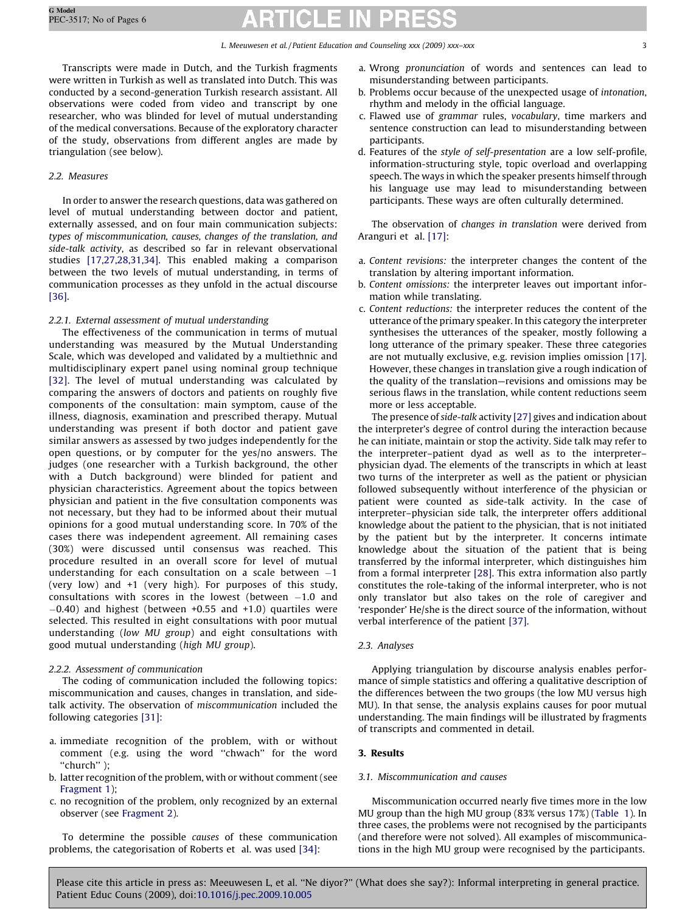Transcripts were made in Dutch, and the Turkish fragments were written in Turkish as well as translated into Dutch. This was conducted by a second-generation Turkish research assistant. All observations were coded from video and transcript by one researcher, who was blinded for level of mutual understanding of the medical conversations. Because of the exploratory character of the study, observations from different angles are made by triangulation (see below).

### 2.2. Measures

In order to answer the research questions, data was gathered on level of mutual understanding between doctor and patient, externally assessed, and on four main communication subjects: *types of miscommunication, causes, changes of the translation, and side-talk activity*, as described so far in relevant observational studies [17,27,28,31,34]. This enabled making a comparison between the two levels of mutual understanding, in terms of communication processes as they unfold in the actual discourse [36].

#### 2.2.1. External assessment of mutual understanding

The effectiveness of the communication in terms of mutual understanding was measured by the Mutual Understanding Scale, which was developed and validated by a multiethnic and multidisciplinary expert panel using nominal group technique [32]. The level of mutual understanding was calculated by comparing the answers of doctors and patients on roughly five components of the consultation: main symptom, cause of the illness, diagnosis, examination and prescribed therapy. Mutual understanding was present if both doctor and patient gave similar answers as assessed by two judges independently for the open questions, or by computer for the yes/no answers. The judges (one researcher with a Turkish background, the other with a Dutch background) were blinded for patient and physician characteristics. Agreement about the topics between physician and patient in the five consultation components was not necessary, but they had to be informed about their mutual opinions for a good mutual understanding score. In 70% of the cases there was independent agreement. All remaining cases (30%) were discussed until consensus was reached. This procedure resulted in an overall score for level of mutual understanding for each consultation on a scale between −1 (very low) and +1 (very high). For purposes of this study, consultations with scores in the lowest (between −1.0 and −0.40) and highest (between +0.55 and +1.0) quartiles were selected. This resulted in eight consultations with poor mutual understanding (*low MU group*) and eight consultations with good mutual understanding (*high MU group*).

#### 2.2.2. Assessment of communication

The coding of communication included the following topics: miscommunication and causes, changes in translation, and side-talk activity. The observation of *miscommunication* included the following categories [31]:

a. immediate recognition of the problem, with or without comment (e.g. using the word "chwach" for the word "church" );
b. latter recognition of the problem, with or without comment (see Fragment 1);
c. no recognition of the problem, only recognized by an external observer (see Fragment 2).

To determine the possible *causes* of these communication problems, the categorisation of Roberts et al. was used [34]:

a. Wrong *pronunciation* of words and sentences can lead to misunderstanding between participants.
b. Problems occur because of the unexpected usage of *intonation*, rhythm and melody in the official language.
c. Flawed use of *grammar* rules, *vocabulary*, time markers and sentence construction can lead to misunderstanding between participants.
d. Features of the *style of self-presentation* are a low self-profile, information-structuring style, topic overload and overlapping speech. The ways in which the speaker presents himself through his language use may lead to misunderstanding between participants. These ways are often culturally determined.

The observation of *changes in translation* were derived from Aranguri et al. [17]:

a. *Content revisions:* the interpreter changes the content of the translation by altering important information.
b. *Content omissions:* the interpreter leaves out important information while translating.
c. *Content reductions:* the interpreter reduces the content of the utterance of the primary speaker. In this category the interpreter synthesises the utterances of the speaker, mostly following a long utterance of the primary speaker. These three categories are not mutually exclusive, e.g. revision implies omission [17]. However, these changes in translation give a rough indication of the quality of the translation—revisions and omissions may be serious flaws in the translation, while content reductions seem more or less acceptable.

The presence of *side-talk* activity [27] gives and indication about the interpreter's degree of control during the interaction because he can initiate, maintain or stop the activity. Side talk may refer to the interpreter–patient dyad as well as to the interpreter–physician dyad. The elements of the transcripts in which at least two turns of the interpreter as well as the patient or physician followed subsequently without interference of the physician or patient were counted as side-talk activity. In the case of interpreter–physician side talk, the interpreter offers additional knowledge about the patient to the physician, that is not initiated by the patient but by the interpreter. It concerns intimate knowledge about the situation of the patient that is being transferred by the informal interpreter, which distinguishes him from a formal interpreter [28]. This extra information also partly constitutes the role-taking of the informal interpreter, who is not only translator but also takes on the role of caregiver and 'responder' He/she is the direct source of the information, without verbal interference of the patient [37].

### 2.3. Analyses

Applying triangulation by discourse analysis enables performance of simple statistics and offering a qualitative description of the differences between the two groups (the low MU versus high MU). In that sense, the analysis explains causes for poor mutual understanding. The main findings will be illustrated by fragments of transcripts and commented in detail.

## 3. Results

### 3.1. Miscommunication and causes

Miscommunication occurred nearly five times more in the low MU group than the high MU group (83% versus 17%) (Table 1). In three cases, the problems were not recognised by the participants (and therefore were not solved). All examples of miscommunications in the high MU group were recognised by the participants.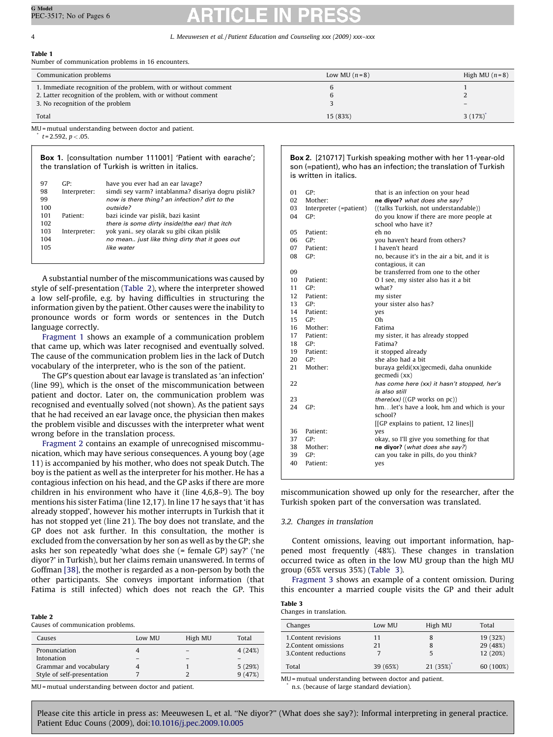**Table 1**
Number of communication problems in 16 encounters.

| Communication problems | Low MU ($n$ = 8) | High MU ($n$ = 8) |
|---|---|---|
| 1. Immediate recognition of the problem, with or without comment | 6 | 1 |
| 2. Latter recognition of the problem, with or without comment | 6 | 2 |
| 3. No recognition of the problem | 3 | – |
| Total | 15 (83%) | 3 (17%)* |

MU = mutual understanding between doctor and patient.
* $t$ = 2.592, $p < .05$.

**Box 1.** [consultation number 111001] 'Patient with earache'; the translation of Turkish is written in italics.

| | | |
|---|---|---|
| 97 | GP: | have you ever had an ear lavage? |
| 98 | Interpreter: | simdi sey varm? intablanma? disariya dogru pislik? |
| 99 | | *now is there thing? an infection? dirt to the* |
| 100 | | *outside?* |
| 101 | Patient: | bazi icinde var pislik, bazi kasint |
| 102 | | *there is some dirty inside(the ear) that itch* |
| 103 | Interpreter: | yok yani.. sey olarak su gibi cikan pislik |
| 104 | | *no mean.. just like thing dirty that it goes out* |
| 105 | | *like water* |

A substantial number of the miscommunications was caused by style of self-presentation (Table 2), where the interpreter showed a low self-profile, e.g. by having difficulties in structuring the information given by the patient. Other causes were the inability to pronounce words or form words or sentences in the Dutch language correctly.

Fragment 1 shows an example of a communication problem that came up, which was later recognised and eventually solved. The cause of the communication problem lies in the lack of Dutch vocabulary of the interpreter, who is the son of the patient.

The GP's question about ear lavage is translated as 'an infection' (line 99), which is the onset of the miscommunication between patient and doctor. Later on, the communication problem was recognised and eventually solved (not shown). As the patient says that he had received an ear lavage once, the physician then makes the problem visible and discusses with the interpreter what went wrong before in the translation process.

Fragment 2 contains an example of unrecognised miscommunication, which may have serious consequences. A young boy (age 11) is accompanied by his mother, who does not speak Dutch. The boy is the patient as well as the interpreter for his mother. He has a contagious infection on his head, and the GP asks if there are more children in his environment who have it (line 4,6,8–9). The boy mentions his sister Fatima (line 12,17). In line 17 he says that 'it has already stopped', however his mother interrupts in Turkish that it has not stopped yet (line 21). The boy does not translate, and the GP does not ask further. In this consultation, the mother is excluded from the conversation by her son as well as by the GP; she asks her son repeatedly 'what does she (= female GP) say?' ('ne diyor?' in Turkish), but her claims remain unanswered. In terms of Goffman [38], the mother is regarded as a non-person by both the other participants. She conveys important information (that Fatima is still infected) which does not reach the GP. This

**Box 2.** [210717] Turkish speaking mother with her 11-year-old son (=patient), who has an infection; the translation of Turkish is written in italics.

| | | |
|---|---|---|
| 01 | GP: | that is an infection on your head |
| 02 | Mother: | **ne diyor?** *what does she say?* |
| 03 | Interpreter (=patient) | ((talks Turkish, not understandable)) |
| 04 | GP: | do you know if there are more people at school who have it? |
| 05 | Patient: | eh no |
| 06 | GP: | you haven't heard from others? |
| 07 | Patient: | I haven't heard |
| 08 | GP: | no, because it's in the air a bit, and it is contagious, it can |
| 09 | | be transferred from one to the other |
| 10 | Patient: | O I see, my sister also has it a bit |
| 11 | GP: | what? |
| 12 | Patient: | my sister |
| 13 | GP: | your sister also has? |
| 14 | Patient: | yes |
| 15 | GP: | Oh |
| 16 | Mother: | Fatima |
| 17 | Patient: | my sister, it has already stopped |
| 18 | GP: | Fatima? |
| 19 | Patient: | it stopped already |
| 20 | GP: | she also had a bit |
| 21 | Mother: | buraya geldi(xx)gecmedi, daha onunkide gecmedi (xx) |
| 22 | | *has come here (xx) it hasn't stopped, her's is also still* |
| 23 | | *there(xx)* ((GP works on pc)) |
| 24 | GP: | hm...let's have a look, hm and which is your school? |
| | | [[GP explains to patient, 12 lines]] |
| 36 | Patient: | yes |
| 37 | GP: | okay, so I'll give you something for that |
| 38 | Mother: | **ne diyor?** (*what does she say?*) |
| 39 | GP: | can you take in pills, do you think? |
| 40 | Patient: | yes |

miscommunication showed up only for the researcher, after the Turkish spoken part of the conversation was translated.

### 3.2. Changes in translation

Content omissions, leaving out important information, happened most frequently (48%). These changes in translation occurred twice as often in the low MU group than the high MU group (65% versus 35%) (Table 3).

Fragment 3 shows an example of a content omission. During this encounter a married couple visits the GP and their adult

**Table 2**
Causes of communication problems.

| Causes | Low MU | High MU | Total |
|---|---|---|---|
| Pronunciation | 4 | – | 4 (24%) |
| Intonation | – | – | – |
| Grammar and vocabulary | 4 | 1 | 5 (29%) |
| Style of self-presentation | 7 | 2 | 9 (47%) |

MU = mutual understanding between doctor and patient.

**Table 3**
Changes in translation.

| Changes | Low MU | High MU | Total |
|---|---|---|---|
| 1.Content revisions | 11 | 8 | 19 (32%) |
| 2.Content omissions | 21 | 8 | 29 (48%) |
| 3.Content reductions | 7 | 5 | 12 (20%) |
| Total | 39 (65%) | 21 (35%)* | 60 (100%) |

MU = mutual understanding between doctor and patient.
* n.s. (because of large standard deviation).

Please cite this article in press as: Meeuwesen L, et al. "Ne diyor?" (What does she say?): Informal interpreting in general practice. Patient Educ Couns (2009), doi:10.1016/j.pec.2009.10.005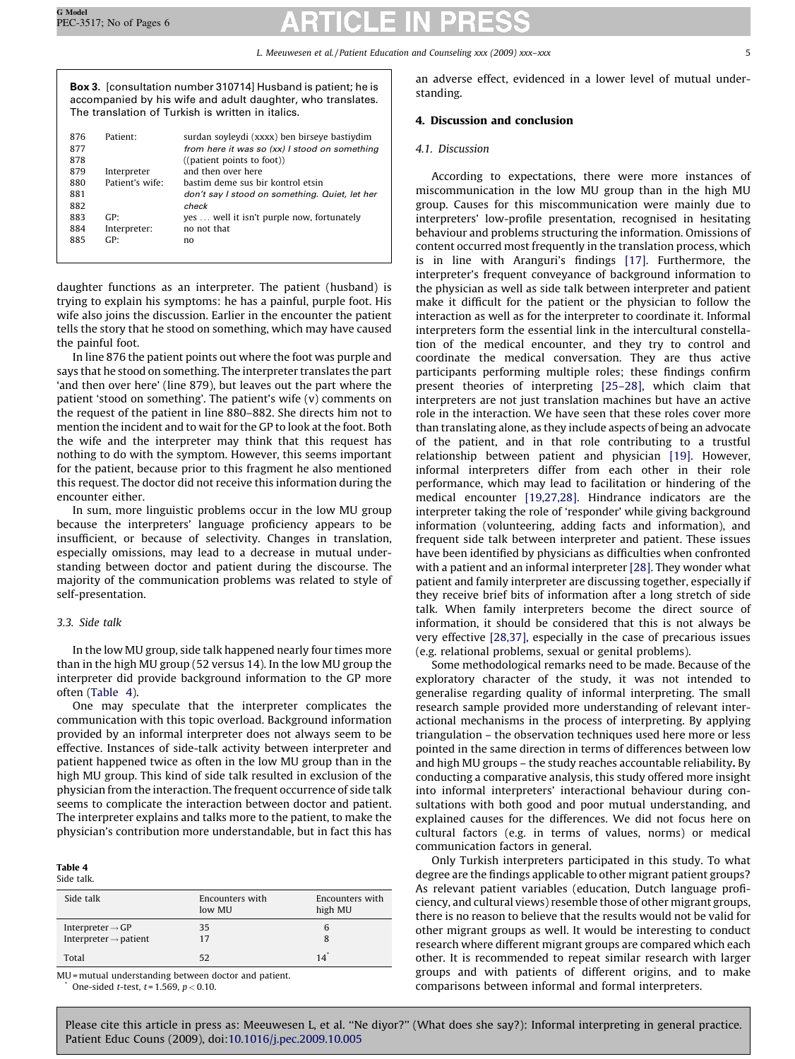**Box 3.** [consultation number 310714] Husband is patient; he is accompanied by his wife and adult daughter, who translates. The translation of Turkish is written in italics.

| | | |
|---|---|---|
| 876 | Patient: | surdan soyleydi (xxxx) ben birseye bastiydim |
| 877 | | *from here it was so (xx) I stood on something* |
| 878 | | ((patient points to foot)) |
| 879 | Interpreter | and then over here |
| 880 | Patient's wife: | bastim deme sus bir kontrol etsin |
| 881 | | *don't say I stood on something. Quiet, let her* |
| 882 | | *check* |
| 883 | GP: | yes ... well it isn't purple now, fortunately |
| 884 | Interpreter: | no not that |
| 885 | GP: | no |

daughter functions as an interpreter. The patient (husband) is trying to explain his symptoms: he has a painful, purple foot. His wife also joins the discussion. Earlier in the encounter the patient tells the story that he stood on something, which may have caused the painful foot.

In line 876 the patient points out where the foot was purple and says that he stood on something. The interpreter translates the part 'and then over here' (line 879), but leaves out the part where the patient 'stood on something'. The patient's wife (v) comments on the request of the patient in line 880–882. She directs him not to mention the incident and to wait for the GP to look at the foot. Both the wife and the interpreter may think that this request has nothing to do with the symptom. However, this seems important for the patient, because prior to this fragment he also mentioned this request. The doctor did not receive this information during the encounter either.

In sum, more linguistic problems occur in the low MU group because the interpreters' language proficiency appears to be insufficient, or because of selectivity. Changes in translation, especially omissions, may lead to a decrease in mutual understanding between doctor and patient during the discourse. The majority of the communication problems was related to style of self-presentation.

### 3.3. Side talk

In the low MU group, side talk happened nearly four times more than in the high MU group (52 versus 14). In the low MU group the interpreter did provide background information to the GP more often (Table 4).

One may speculate that the interpreter complicates the communication with this topic overload. Background information provided by an informal interpreter does not always seem to be effective. Instances of side-talk activity between interpreter and patient happened twice as often in the low MU group than in the high MU group. This kind of side talk resulted in exclusion of the physician from the interaction. The frequent occurrence of side talk seems to complicate the interaction between doctor and patient. The interpreter explains and talks more to the patient, to make the physician's contribution more understandable, but in fact this has an adverse effect, evidenced in a lower level of mutual understanding.

**Table 4**
Side talk.

| Side talk | Encounters with low MU | Encounters with high MU |
|---|---|---|
| Interpreter → GP | 35 | 6 |
| Interpreter → patient | 17 | 8 |
| Total | 52 | 14* |

MU = mutual understanding between doctor and patient.
\* One-sided $t$-test, $t = 1.569$, $p < 0.10$.

## 4. Discussion and conclusion

### 4.1. Discussion

According to expectations, there were more instances of miscommunication in the low MU group than in the high MU group. Causes for this miscommunication were mainly due to interpreters' low-profile presentation, recognised in hesitating behaviour and problems structuring the information. Omissions of content occurred most frequently in the translation process, which is in line with Aranguri's findings [17]. Furthermore, the interpreter's frequent conveyance of background information to the physician as well as side talk between interpreter and patient make it difficult for the patient or the physician to follow the interaction as well as for the interpreter to coordinate it. Informal interpreters form the essential link in the intercultural constellation of the medical encounter, and they try to control and coordinate the medical conversation. They are thus active participants performing multiple roles; these findings confirm present theories of interpreting [25–28], which claim that interpreters are not just translation machines but have an active role in the interaction. We have seen that these roles cover more than translating alone, as they include aspects of being an advocate of the patient, and in that role contributing to a trustful relationship between patient and physician [19]. However, informal interpreters differ from each other in their role performance, which may lead to facilitation or hindering of the medical encounter [19,27,28]. Hindrance indicators are the interpreter taking the role of 'responder' while giving background information (volunteering, adding facts and information), and frequent side talk between interpreter and patient. These issues have been identified by physicians as difficulties when confronted with a patient and an informal interpreter [28]. They wonder what patient and family interpreter are discussing together, especially if they receive brief bits of information after a long stretch of side talk. When family interpreters become the direct source of information, it should be considered that this is not always be very effective [28,37], especially in the case of precarious issues (e.g. relational problems, sexual or genital problems).

Some methodological remarks need to be made. Because of the exploratory character of the study, it was not intended to generalise regarding quality of informal interpreting. The small research sample provided more understanding of relevant interactional mechanisms in the process of interpreting. By applying triangulation – the observation techniques used here more or less pointed in the same direction in terms of differences between low and high MU groups – the study reaches accountable reliability**.** By conducting a comparative analysis, this study offered more insight into informal interpreters' interactional behaviour during consultations with both good and poor mutual understanding, and explained causes for the differences. We did not focus here on cultural factors (e.g. in terms of values, norms) or medical communication factors in general.

Only Turkish interpreters participated in this study. To what degree are the findings applicable to other migrant patient groups? As relevant patient variables (education, Dutch language proficiency, and cultural views) resemble those of other migrant groups, there is no reason to believe that the results would not be valid for other migrant groups as well. It would be interesting to conduct research where different migrant groups are compared which each other. It is recommended to repeat similar research with larger groups and with patients of different origins, and to make comparisons between informal and formal interpreters.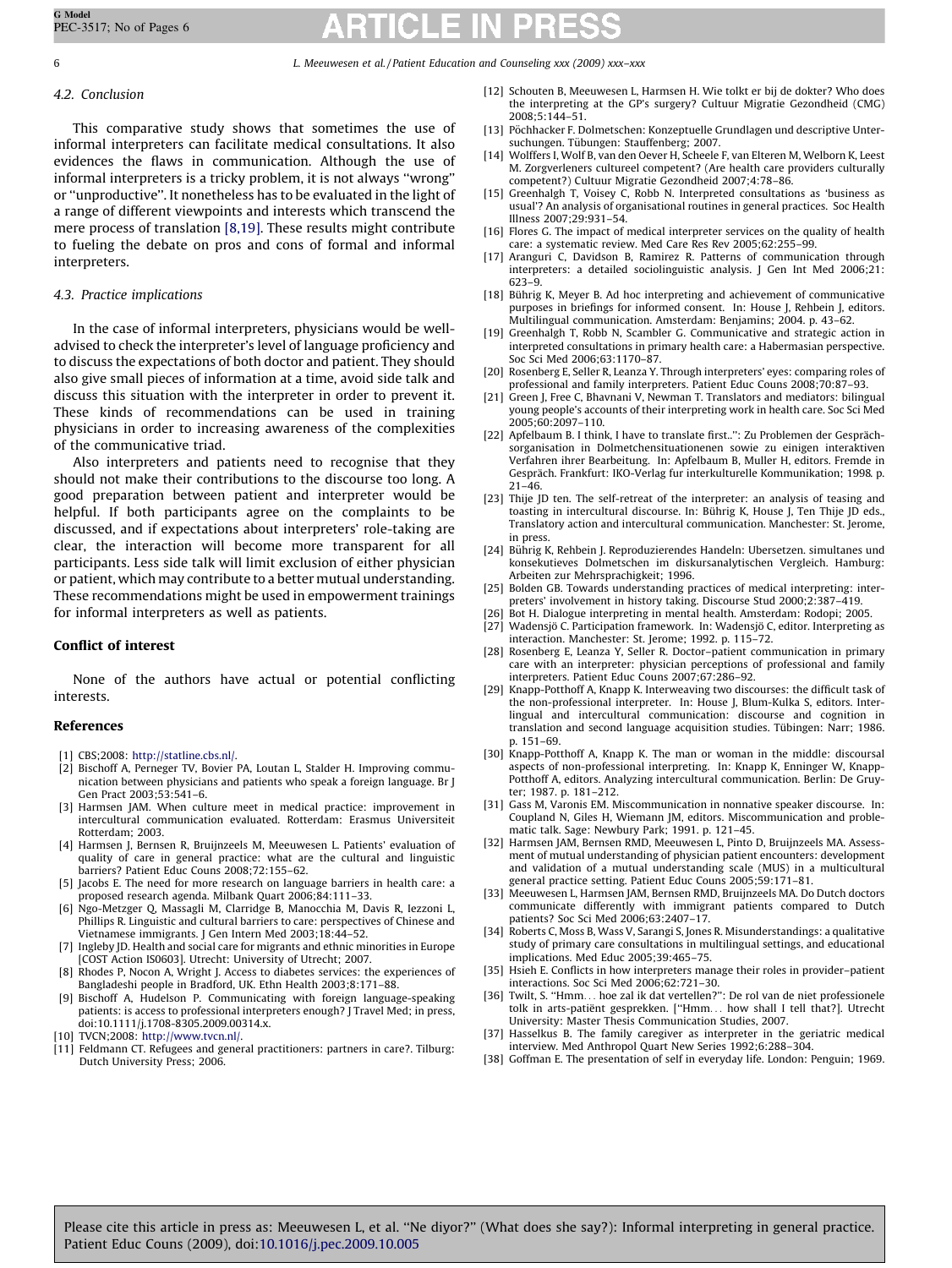### 4.2. Conclusion

This comparative study shows that sometimes the use of informal interpreters can facilitate medical consultations. It also evidences the flaws in communication. Although the use of informal interpreters is a tricky problem, it is not always ''wrong'' or ''unproductive''. It nonetheless has to be evaluated in the light of a range of different viewpoints and interests which transcend the mere process of translation [8,19]. These results might contribute to fueling the debate on pros and cons of formal and informal interpreters.

### 4.3. Practice implications

In the case of informal interpreters, physicians would be well-advised to check the interpreter's level of language proficiency and to discuss the expectations of both doctor and patient. They should also give small pieces of information at a time, avoid side talk and discuss this situation with the interpreter in order to prevent it. These kinds of recommendations can be used in training physicians in order to increasing awareness of the complexities of the communicative triad.

Also interpreters and patients need to recognise that they should not make their contributions to the discourse too long. A good preparation between patient and interpreter would be helpful. If both participants agree on the complaints to be discussed, and if expectations about interpreters' role-taking are clear, the interaction will become more transparent for all participants. Less side talk will limit exclusion of either physician or patient, which may contribute to a better mutual understanding. These recommendations might be used in empowerment trainings for informal interpreters as well as patients.

## Conflict of interest

None of the authors have actual or potential conflicting interests.

## References

[1] CBS;2008: http://statline.cbs.nl/.
[2] Bischoff A, Perneger TV, Bovier PA, Loutan L, Stalder H. Improving communication between physicians and patients who speak a foreign language. Br J Gen Pract 2003;53:541–6.
[3] Harmsen JAM. When culture meet in medical practice: improvement in intercultural communication evaluated. Rotterdam: Erasmus Universiteit Rotterdam; 2003.
[4] Harmsen J, Bernsen R, Bruijnzeels M, Meeuwesen L. Patients' evaluation of quality of care in general practice: what are the cultural and linguistic barriers? Patient Educ Couns 2008;72:155–62.
[5] Jacobs E. The need for more research on language barriers in health care: a proposed research agenda. Milbank Quart 2006;84:111–33.
[6] Ngo-Metzger Q, Massagli M, Clarridge B, Manocchia M, Davis R, Iezzoni L, Phillips R. Linguistic and cultural barriers to care: perspectives of Chinese and Vietnamese immigrants. J Gen Intern Med 2003;18:44–52.
[7] Ingleby JD. Health and social care for migrants and ethnic minorities in Europe [COST Action IS0603]. Utrecht: University of Utrecht; 2007.
[8] Rhodes P, Nocon A, Wright J. Access to diabetes services: the experiences of Bangladeshi people in Bradford, UK. Ethn Health 2003;8:171–88.
[9] Bischoff A, Hudelson P. Communicating with foreign language-speaking patients: is access to professional interpreters enough? J Travel Med; in press, doi:10.1111/j.1708-8305.2009.00314.x.
[10] TVCN;2008: http://www.tvcn.nl/.
[11] Feldmann CT. Refugees and general practitioners: partners in care?. Tilburg: Dutch University Press; 2006.
[12] Schouten B, Meeuwesen L, Harmsen H. Wie tolkt er bij de dokter? Who does the interpreting at the GP's surgery? Cultuur Migratie Gezondheid (CMG) 2008;5:144–51.
[13] Pöchhacker F. Dolmetschen: Konzeptuelle Grundlagen und descriptive Untersuchungen. Tübungen: Stauffenberg; 2007.
[14] Wolffers I, Wolf B, van den Oever H, Scheele F, van Elteren M, Welborn K, Leest M. Zorgverleners cultureel competent? (Are health care providers culturally competent?) Cultuur Migratie Gezondheid 2007;4:78–86.
[15] Greenhalgh T, Voisey C, Robb N. Interpreted consultations as 'business as usual'? An analysis of organisational routines in general practices. Soc Health Illness 2007;29:931–54.
[16] Flores G. The impact of medical interpreter services on the quality of health care: a systematic review. Med Care Res Rev 2005;62:255–99.
[17] Aranguri C, Davidson B, Ramirez R. Patterns of communication through interpreters: a detailed sociolinguistic analysis. J Gen Int Med 2006;21: 623–9.
[18] Bührig K, Meyer B. Ad hoc interpreting and achievement of communicative purposes in briefings for informed consent. In: House J, Rehbein J, editors. Multilingual communication. Amsterdam: Benjamins; 2004. p. 43–62.
[19] Greenhalgh T, Robb N, Scambler G. Communicative and strategic action in interpreted consultations in primary health care: a Habermasian perspective. Soc Sci Med 2006;63:1170–87.
[20] Rosenberg E, Seller R, Leanza Y. Through interpreters' eyes: comparing roles of professional and family interpreters. Patient Educ Couns 2008;70:87–93.
[21] Green J, Free C, Bhavnani V, Newman T. Translators and mediators: bilingual young people's accounts of their interpreting work in health care. Soc Sci Med 2005;60:2097–110.
[22] Apfelbaum B. I think, I have to translate first..'': Zu Problemen der Gesprächsorganisation in Dolmetchensituationenen sowie zu einigen interaktiven Verfahren ihrer Bearbeitung. In: Apfelbaum B, Muller H, editors. Fremde in Gespräch. Frankfurt: IKO-Verlag fur interkulturelle Kommunikation; 1998. p. 21–46.
[23] Thije JD ten. The self-retreat of the interpreter: an analysis of teasing and toasting in intercultural discourse. In: Bührig K, House J, Ten Thije JD eds., Translatory action and intercultural communication. Manchester: St. Jerome, in press.
[24] Bührig K, Rehbein J. Reproduzierendes Handeln: Ubersetzen. simultanes und konsekutieves Dolmetschen im diskursanalytischen Vergleich. Hamburg: Arbeiten zur Mehrsprachigkeit; 1996.
[25] Bolden GB. Towards understanding practices of medical interpreting: interpreters' involvement in history taking. Discourse Stud 2000;2:387–419.
[26] Bot H. Dialogue interpreting in mental health. Amsterdam: Rodopi; 2005.
[27] Wadensjö C. Participation framework. In: Wadensjö C, editor. Interpreting as interaction. Manchester: St. Jerome; 1992. p. 115–72.
[28] Rosenberg E, Leanza Y, Seller R. Doctor–patient communication in primary care with an interpreter: physician perceptions of professional and family interpreters. Patient Educ Couns 2007;67:286–92.
[29] Knapp-Potthoff A, Knapp K. Interweaving two discourses: the difficult task of the non-professional interpreter. In: House J, Blum-Kulka S, editors. Interlingual and intercultural communication: discourse and cognition in translation and second language acquisition studies. Tübingen: Narr; 1986. p. 151–69.
[30] Knapp-Potthoff A, Knapp K. The man or woman in the middle: discoursal aspects of non-professional interpreting. In: Knapp K, Enninger W, Knapp-Potthoff A, editors. Analyzing intercultural communication. Berlin: De Gruyter; 1987. p. 181–212.
[31] Gass M, Varonis EM. Miscommunication in nonnative speaker discourse. In: Coupland N, Giles H, Wiemann JM, editors. Miscommunication and problematic talk. Sage: Newbury Park; 1991. p. 121–45.
[32] Harmsen JAM, Bernsen RMD, Meeuwesen L, Pinto D, Bruijnzeels MA. Assessment of mutual understanding of physician patient encounters: development and validation of a mutual understanding scale (MUS) in a multicultural general practice setting. Patient Educ Couns 2005;59:171–81.
[33] Meeuwesen L, Harmsen JAM, Bernsen RMD, Bruijnzeels MA. Do Dutch doctors communicate differently with immigrant patients compared to Dutch patients? Soc Sci Med 2006;63:2407–17.
[34] Roberts C, Moss B, Wass V, Sarangi S, Jones R. Misunderstandings: a qualitative study of primary care consultations in multilingual settings, and educational implications. Med Educ 2005;39:465–75.
[35] Hsieh E. Conflicts in how interpreters manage their roles in provider–patient interactions. Soc Sci Med 2006;62:721–30.
[36] Twilt, S. ''Hmm... hoe zal ik dat vertellen?'': De rol van de niet professionele tolk in arts-patiënt gesprekken. [''Hmm... how shall I tell that?]. Utrecht University: Master Thesis Communication Studies, 2007.
[37] Hasselkus B. The family caregiver as interpreter in the geriatric medical interview. Med Anthropol Quart New Series 1992;6:288–304.
[38] Goffman E. The presentation of self in everyday life. London: Penguin; 1969.